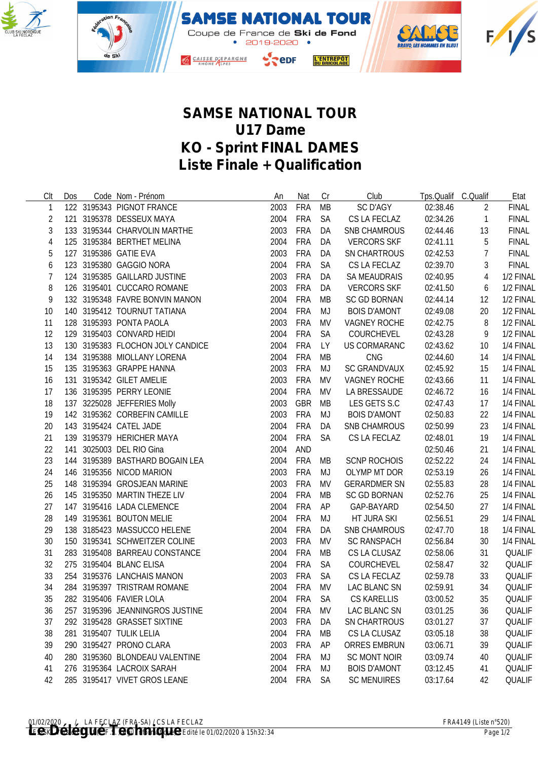# SAMSE NATIONAL TOUR
## U17 Dame
## KO - Sprint FINAL DAMES
## Liste Finale + Qualification

| Clt | Dos | Code | Nom - Prénom | An | Nat | Cr | Club | Tps.Qualif | C.Qualif | Etat |
|---|---|---|---|---|---|---|---|---|---|---|
| 1 | 122 | 3195343 | PIGNOT FRANCE | 2003 | FRA | MB | SC D'AGY | 02:38.46 | 2 | FINAL |
| 2 | 121 | 3195378 | DESSEUX MAYA | 2004 | FRA | SA | CS LA FECLAZ | 02:34.26 | 1 | FINAL |
| 3 | 133 | 3195344 | CHARVOLIN MARTHE | 2003 | FRA | DA | SNB CHAMROUS | 02:44.46 | 13 | FINAL |
| 4 | 125 | 3195384 | BERTHET MELINA | 2004 | FRA | DA | VERCORS SKF | 02:41.11 | 5 | FINAL |
| 5 | 127 | 3195386 | GATIE EVA | 2003 | FRA | DA | SN CHARTROUS | 02:42.53 | 7 | FINAL |
| 6 | 123 | 3195380 | GAGGIO NORA | 2004 | FRA | SA | CS LA FECLAZ | 02:39.70 | 3 | FINAL |
| 7 | 124 | 3195385 | GAILLARD JUSTINE | 2003 | FRA | DA | SA MEAUDRAIS | 02:40.95 | 4 | 1/2 FINAL |
| 8 | 126 | 3195401 | CUCCARO ROMANE | 2003 | FRA | DA | VERCORS SKF | 02:41.50 | 6 | 1/2 FINAL |
| 9 | 132 | 3195348 | FAVRE BONVIN MANON | 2004 | FRA | MB | SC GD BORNAN | 02:44.14 | 12 | 1/2 FINAL |
| 10 | 140 | 3195412 | TOURNUT TATIANA | 2004 | FRA | MJ | BOIS D'AMONT | 02:49.08 | 20 | 1/2 FINAL |
| 11 | 128 | 3195393 | PONTA PAOLA | 2003 | FRA | MV | VAGNEY ROCHE | 02:42.75 | 8 | 1/2 FINAL |
| 12 | 129 | 3195403 | CONVARD HEIDI | 2004 | FRA | SA | COURCHEVEL | 02:43.28 | 9 | 1/2 FINAL |
| 13 | 130 | 3195383 | FLOCHON JOLY CANDICE | 2004 | FRA | LY | US CORMARANC | 02:43.62 | 10 | 1/4 FINAL |
| 14 | 134 | 3195388 | MIOLLANY LORENA | 2004 | FRA | MB | CNG | 02:44.60 | 14 | 1/4 FINAL |
| 15 | 135 | 3195363 | GRAPPE HANNA | 2003 | FRA | MJ | SC GRANDVAUX | 02:45.92 | 15 | 1/4 FINAL |
| 16 | 131 | 3195342 | GILET AMELIE | 2003 | FRA | MV | VAGNEY ROCHE | 02:43.66 | 11 | 1/4 FINAL |
| 17 | 136 | 3195395 | PERRY LEONIE | 2004 | FRA | MV | LA BRESSAUDE | 02:46.72 | 16 | 1/4 FINAL |
| 18 | 137 | 3225028 | JEFFERIES Molly | 2003 | GBR | MB | LES GETS S.C | 02:47.43 | 17 | 1/4 FINAL |
| 19 | 142 | 3195362 | CORBEFIN CAMILLE | 2003 | FRA | MJ | BOIS D'AMONT | 02:50.83 | 22 | 1/4 FINAL |
| 20 | 143 | 3195424 | CATEL JADE | 2004 | FRA | DA | SNB CHAMROUS | 02:50.99 | 23 | 1/4 FINAL |
| 21 | 139 | 3195379 | HERICHER MAYA | 2004 | FRA | SA | CS LA FECLAZ | 02:48.01 | 19 | 1/4 FINAL |
| 22 | 141 | 3025003 | DEL RIO Gina | 2004 | AND | | | 02:50.46 | 21 | 1/4 FINAL |
| 23 | 144 | 3195389 | BASTHARD BOGAIN LEA | 2004 | FRA | MB | SCNP ROCHOIS | 02:52.22 | 24 | 1/4 FINAL |
| 24 | 146 | 3195356 | NICOD MARION | 2003 | FRA | MJ | OLYMP MT DOR | 02:53.19 | 26 | 1/4 FINAL |
| 25 | 148 | 3195394 | GROSJEAN MARINE | 2003 | FRA | MV | GERARDMER SN | 02:55.83 | 28 | 1/4 FINAL |
| 26 | 145 | 3195350 | MARTIN THEZE LIV | 2004 | FRA | MB | SC GD BORNAN | 02:52.76 | 25 | 1/4 FINAL |
| 27 | 147 | 3195416 | LADA CLEMENCE | 2004 | FRA | AP | GAP-BAYARD | 02:54.50 | 27 | 1/4 FINAL |
| 28 | 149 | 3195361 | BOUTON MELIE | 2004 | FRA | MJ | HT JURA SKI | 02:56.51 | 29 | 1/4 FINAL |
| 29 | 138 | 3185423 | MASSUCCO HELENE | 2004 | FRA | DA | SNB CHAMROUS | 02:47.70 | 18 | 1/4 FINAL |
| 30 | 150 | 3195341 | SCHWEITZER COLINE | 2003 | FRA | MV | SC RANSPACH | 02:56.84 | 30 | 1/4 FINAL |
| 31 | 283 | 3195408 | BARREAU CONSTANCE | 2004 | FRA | MB | CS LA CLUSAZ | 02:58.06 | 31 | QUALIF |
| 32 | 275 | 3195404 | BLANC ELISA | 2004 | FRA | SA | COURCHEVEL | 02:58.47 | 32 | QUALIF |
| 33 | 254 | 3195376 | LANCHAIS MANON | 2003 | FRA | SA | CS LA FECLAZ | 02:59.78 | 33 | QUALIF |
| 34 | 284 | 3195397 | TRISTRAM ROMANE | 2004 | FRA | MV | LAC BLANC SN | 02:59.91 | 34 | QUALIF |
| 35 | 282 | 3195406 | FAVIER LOLA | 2004 | FRA | SA | CS KARELLIS | 03:00.52 | 35 | QUALIF |
| 36 | 257 | 3195396 | JEANNINGROS JUSTINE | 2004 | FRA | MV | LAC BLANC SN | 03:01.25 | 36 | QUALIF |
| 37 | 292 | 3195428 | GRASSET SIXTINE | 2003 | FRA | DA | SN CHARTROUS | 03:01.27 | 37 | QUALIF |
| 38 | 281 | 3195407 | TULIK LELIA | 2004 | FRA | MB | CS LA CLUSAZ | 03:05.18 | 38 | QUALIF |
| 39 | 290 | 3195427 | PRONO CLARA | 2003 | FRA | AP | ORRES EMBRUN | 03:06.71 | 39 | QUALIF |
| 40 | 280 | 3195360 | BLONDEAU VALENTINE | 2004 | FRA | MJ | SC MONT NOIR | 03:09.74 | 40 | QUALIF |
| 41 | 276 | 3195364 | LACROIX SARAH | 2004 | FRA | MJ | BOIS D'AMONT | 03:12.45 | 41 | QUALIF |
| 42 | 285 | 3195417 | VIVET GROS LEANE | 2004 | FRA | SA | SC MENUIRES | 03:17.64 | 42 | QUALIF |

01/02/2020 / LA FECLAZ (FRA-SA) / CS LA FECLAZ — FRA4149 (Liste n°520)

Le Délégué Technique — Edité le 01/02/2020 à 15h32:34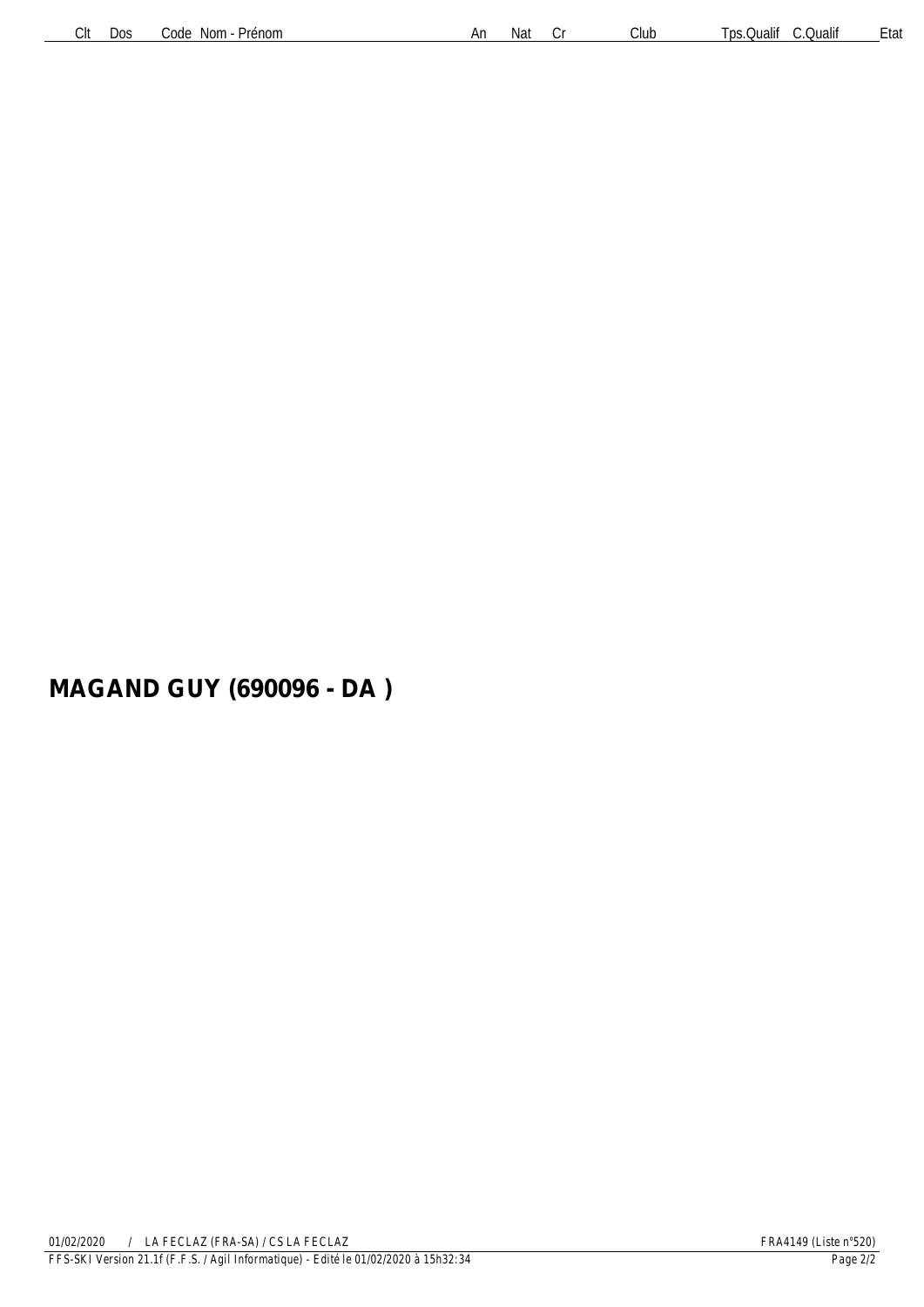| Clt | Dos | Code | Nom - Prénom | An | Nat | Cr | Club | Tps.Qualif | C.Qualif | Etat |
|---|---|---|---|---|---|---|---|---|---|---|

**MAGAND GUY (690096 - DA )**